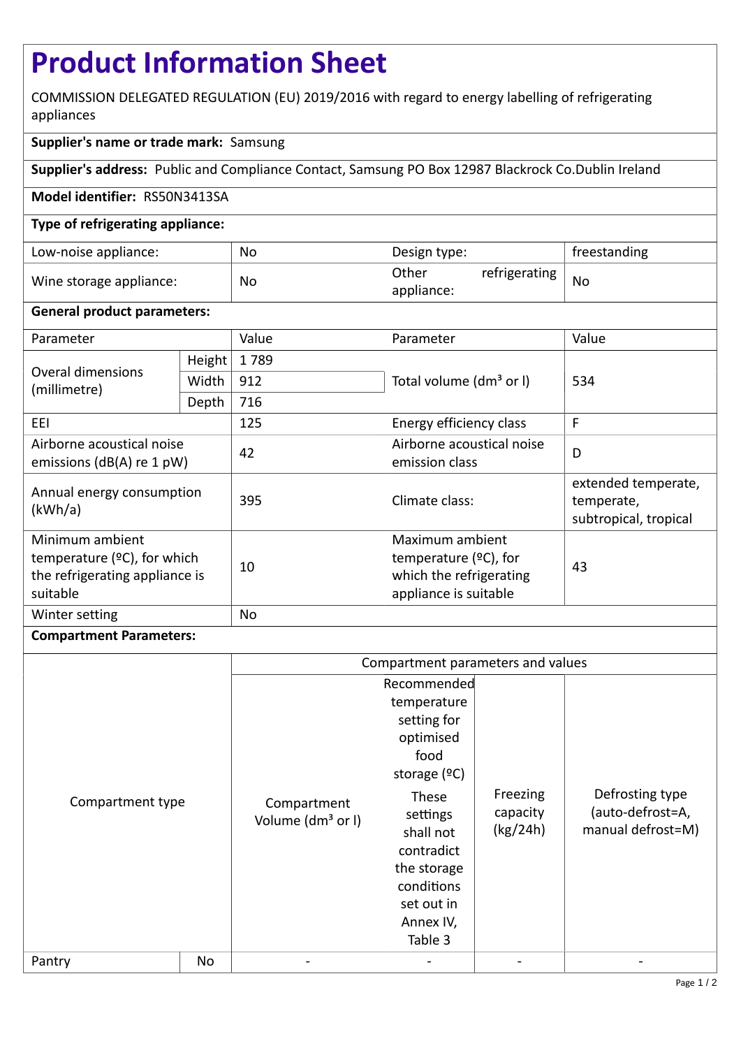# Product Information Sheet

COMMISSION DELEGATED REGULATION (EU) 2019/2016 with regard to energy labelling of refrigerating appliances

**Supplier's name or trade mark:** Samsung

**Supplier's address:** Public and Compliance Contact, Samsung PO Box 12987 Blackrock Co.Dublin Ireland

**Model identifier:** RS50N3413SA

**Type of refrigerating appliance:**

| | | | |
|---|---|---|---|
| Low-noise appliance: | No | Design type: | freestanding |
| Wine storage appliance: | No | Other refrigerating appliance: | No |

**General product parameters:**

| Parameter | | Value | Parameter | Value |
|---|---|---|---|---|
| Overal dimensions (millimetre) | Height | 1 789 | Total volume (dm³ or l) | 534 |
| | Width | 912 | | |
| | Depth | 716 | | |
| EEI | | 125 | Energy efficiency class | F |
| Airborne acoustical noise emissions (dB(A) re 1 pW) | | 42 | Airborne acoustical noise emission class | D |
| Annual energy consumption (kWh/a) | | 395 | Climate class: | extended temperate, temperate, subtropical, tropical |
| Minimum ambient temperature (ºC), for which the refrigerating appliance is suitable | | 10 | Maximum ambient temperature (ºC), for which the refrigerating appliance is suitable | 43 |
| Winter setting | | No | | |

**Compartment Parameters:**

| Compartment type | | Compartment parameters and values | | | |
|---|---|---|---|---|---|
| | | Compartment Volume (dm³ or l) | Recommended temperature setting for optimised food storage (ºC) These settings shall not contradict the storage conditions set out in Annex IV, Table 3 | Freezing capacity (kg/24h) | Defrosting type (auto-defrost=A, manual defrost=M) |
| Pantry | No | - | - | - | - |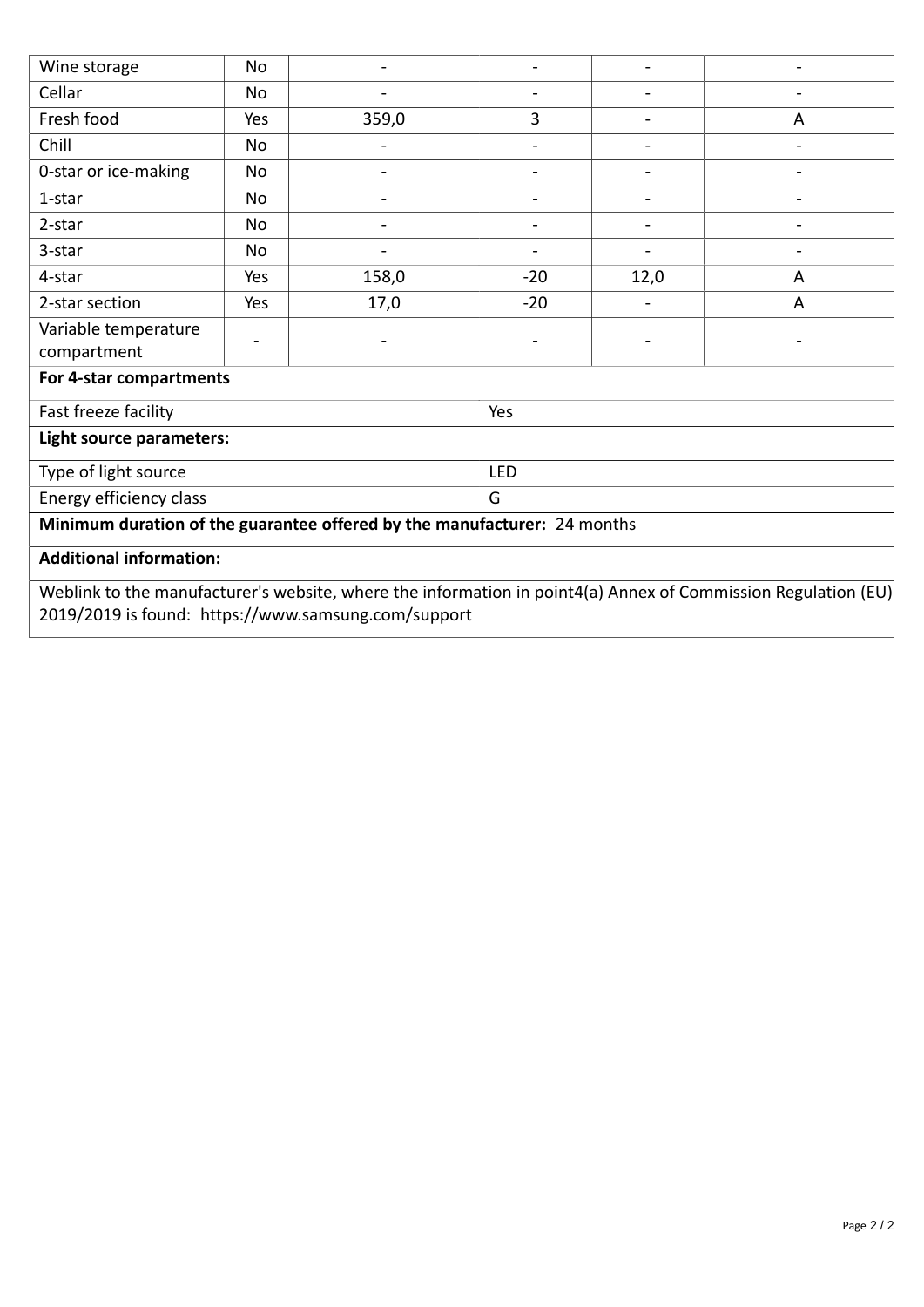| | | | | | |
|---|---|---|---|---|---|
| Wine storage | No | - | - | - | - |
| Cellar | No | - | - | - | - |
| Fresh food | Yes | 359,0 | 3 | - | A |
| Chill | No | - | - | - | - |
| 0-star or ice-making | No | - | - | - | - |
| 1-star | No | - | - | - | - |
| 2-star | No | - | - | - | - |
| 3-star | No | - | - | - | - |
| 4-star | Yes | 158,0 | -20 | 12,0 | A |
| 2-star section | Yes | 17,0 | -20 | - | A |
| Variable temperature compartment | - | - | - | - | - |

| | |
|---|---|
| **For 4-star compartments** | |
| Fast freeze facility | Yes |
| **Light source parameters:** | |
| Type of light source | LED |
| Energy efficiency class | G |

**Minimum duration of the guarantee offered by the manufacturer:** 24 months

**Additional information:**

Weblink to the manufacturer's website, where the information in point4(a) Annex of Commission Regulation (EU) 2019/2019 is found: https://www.samsung.com/support